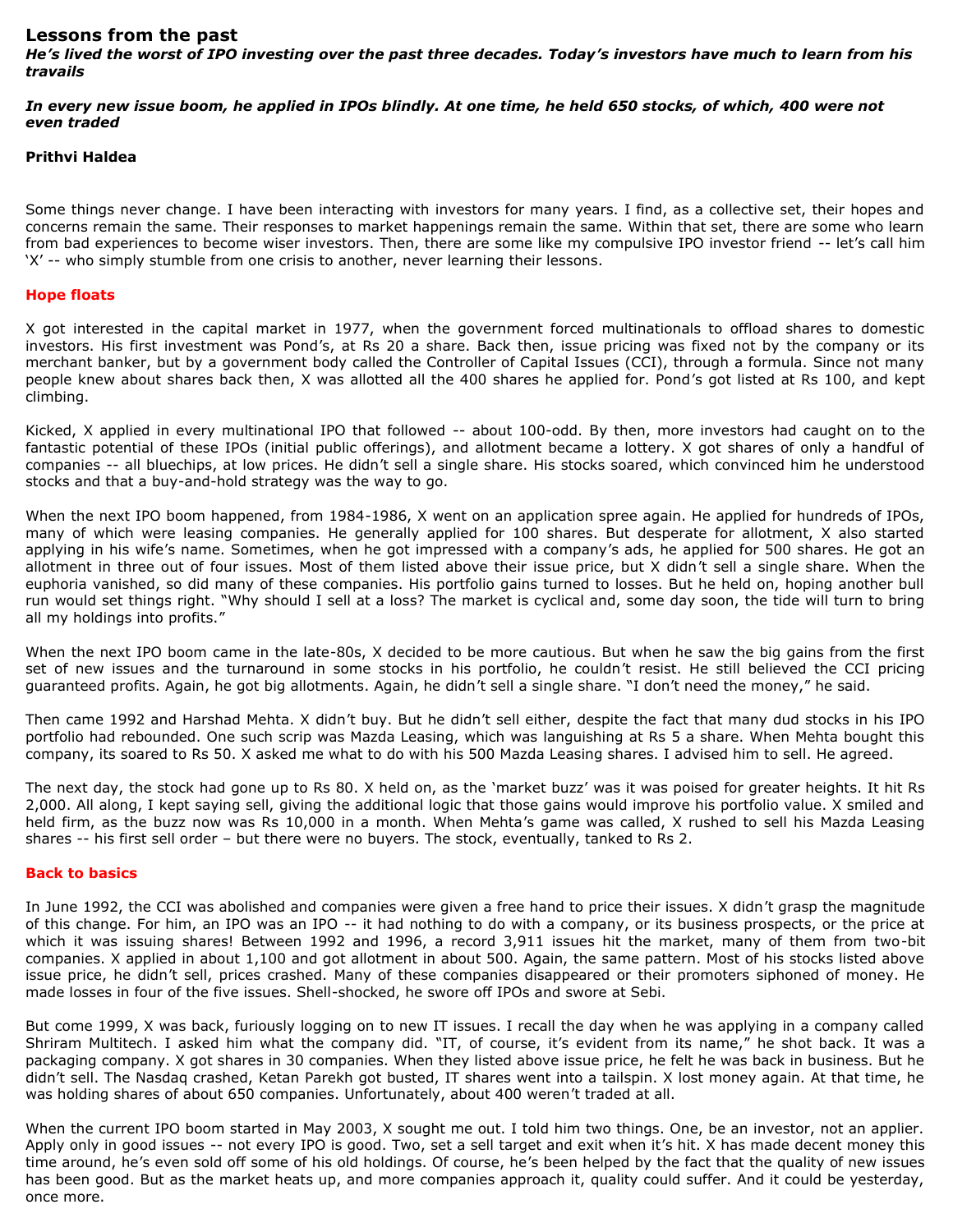# Lessons from the past

***He's lived the worst of IPO investing over the past three decades. Today's investors have much to learn from his travails***

***In every new issue boom, he applied in IPOs blindly. At one time, he held 650 stocks, of which, 400 were not even traded***

**Prithvi Haldea**

Some things never change. I have been interacting with investors for many years. I find, as a collective set, their hopes and concerns remain the same. Their responses to market happenings remain the same. Within that set, there are some who learn from bad experiences to become wiser investors. Then, there are some like my compulsive IPO investor friend -- let's call him 'X' -- who simply stumble from one crisis to another, never learning their lessons.

## Hope floats

X got interested in the capital market in 1977, when the government forced multinationals to offload shares to domestic investors. His first investment was Pond's, at Rs 20 a share. Back then, issue pricing was fixed not by the company or its merchant banker, but by a government body called the Controller of Capital Issues (CCI), through a formula. Since not many people knew about shares back then, X was allotted all the 400 shares he applied for. Pond's got listed at Rs 100, and kept climbing.

Kicked, X applied in every multinational IPO that followed -- about 100-odd. By then, more investors had caught on to the fantastic potential of these IPOs (initial public offerings), and allotment became a lottery. X got shares of only a handful of companies -- all bluechips, at low prices. He didn't sell a single share. His stocks soared, which convinced him he understood stocks and that a buy-and-hold strategy was the way to go.

When the next IPO boom happened, from 1984-1986, X went on an application spree again. He applied for hundreds of IPOs, many of which were leasing companies. He generally applied for 100 shares. But desperate for allotment, X also started applying in his wife's name. Sometimes, when he got impressed with a company's ads, he applied for 500 shares. He got an allotment in three out of four issues. Most of them listed above their issue price, but X didn't sell a single share. When the euphoria vanished, so did many of these companies. His portfolio gains turned to losses. But he held on, hoping another bull run would set things right. "Why should I sell at a loss? The market is cyclical and, some day soon, the tide will turn to bring all my holdings into profits."

When the next IPO boom came in the late-80s, X decided to be more cautious. But when he saw the big gains from the first set of new issues and the turnaround in some stocks in his portfolio, he couldn't resist. He still believed the CCI pricing guaranteed profits. Again, he got big allotments. Again, he didn't sell a single share. "I don't need the money," he said.

Then came 1992 and Harshad Mehta. X didn't buy. But he didn't sell either, despite the fact that many dud stocks in his IPO portfolio had rebounded. One such scrip was Mazda Leasing, which was languishing at Rs 5 a share. When Mehta bought this company, its soared to Rs 50. X asked me what to do with his 500 Mazda Leasing shares. I advised him to sell. He agreed.

The next day, the stock had gone up to Rs 80. X held on, as the 'market buzz' was it was poised for greater heights. It hit Rs 2,000. All along, I kept saying sell, giving the additional logic that those gains would improve his portfolio value. X smiled and held firm, as the buzz now was Rs 10,000 in a month. When Mehta's game was called, X rushed to sell his Mazda Leasing shares -- his first sell order – but there were no buyers. The stock, eventually, tanked to Rs 2.

## Back to basics

In June 1992, the CCI was abolished and companies were given a free hand to price their issues. X didn't grasp the magnitude of this change. For him, an IPO was an IPO -- it had nothing to do with a company, or its business prospects, or the price at which it was issuing shares! Between 1992 and 1996, a record 3,911 issues hit the market, many of them from two-bit companies. X applied in about 1,100 and got allotment in about 500. Again, the same pattern. Most of his stocks listed above issue price, he didn't sell, prices crashed. Many of these companies disappeared or their promoters siphoned of money. He made losses in four of the five issues. Shell-shocked, he swore off IPOs and swore at Sebi.

But come 1999, X was back, furiously logging on to new IT issues. I recall the day when he was applying in a company called Shriram Multitech. I asked him what the company did. "IT, of course, it's evident from its name," he shot back. It was a packaging company. X got shares in 30 companies. When they listed above issue price, he felt he was back in business. But he didn't sell. The Nasdaq crashed, Ketan Parekh got busted, IT shares went into a tailspin. X lost money again. At that time, he was holding shares of about 650 companies. Unfortunately, about 400 weren't traded at all.

When the current IPO boom started in May 2003, X sought me out. I told him two things. One, be an investor, not an applier. Apply only in good issues -- not every IPO is good. Two, set a sell target and exit when it's hit. X has made decent money this time around, he's even sold off some of his old holdings. Of course, he's been helped by the fact that the quality of new issues has been good. But as the market heats up, and more companies approach it, quality could suffer. And it could be yesterday, once more.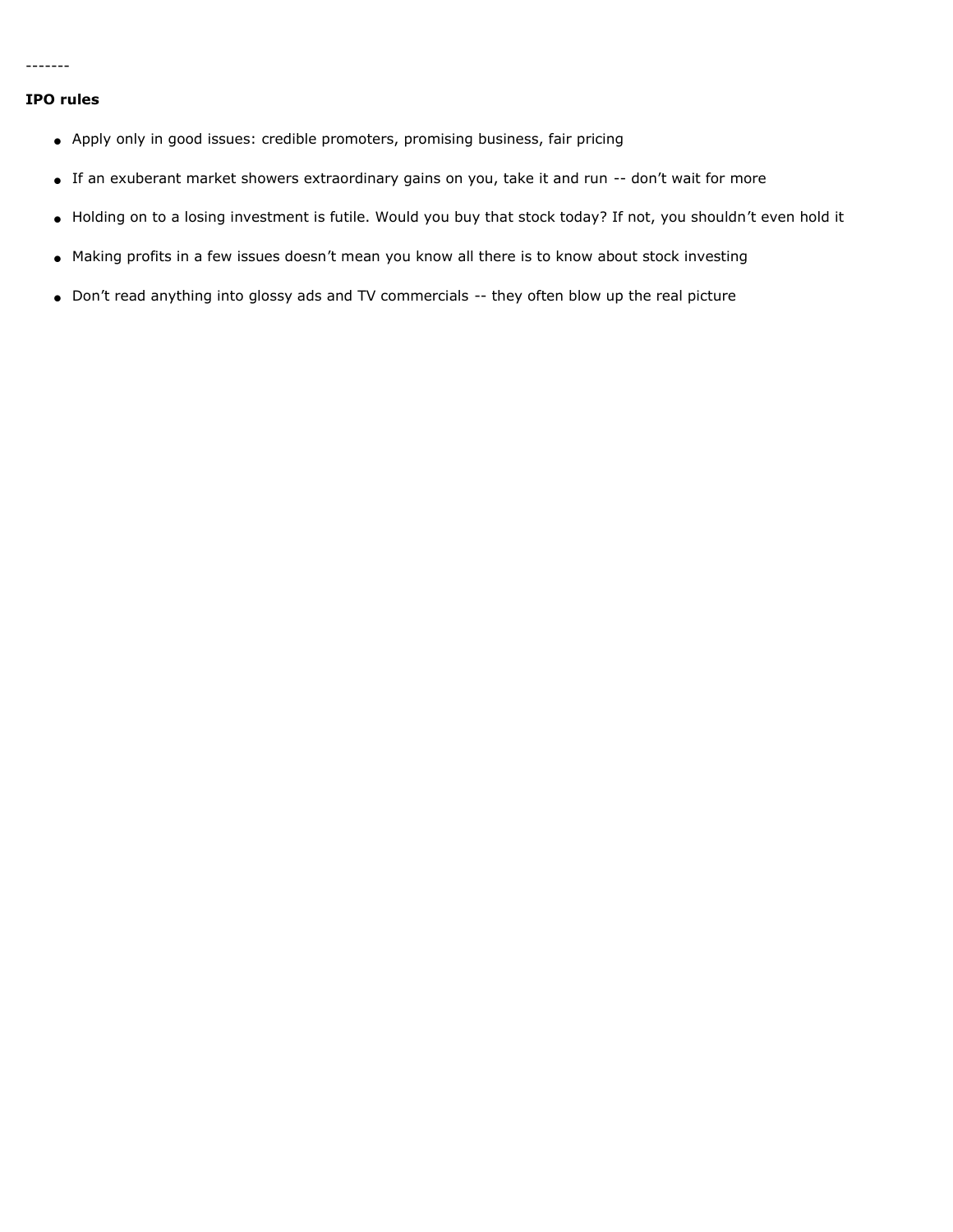-------

**IPO rules**

- Apply only in good issues: credible promoters, promising business, fair pricing
- If an exuberant market showers extraordinary gains on you, take it and run -- don't wait for more
- Holding on to a losing investment is futile. Would you buy that stock today? If not, you shouldn't even hold it
- Making profits in a few issues doesn't mean you know all there is to know about stock investing
- Don't read anything into glossy ads and TV commercials -- they often blow up the real picture